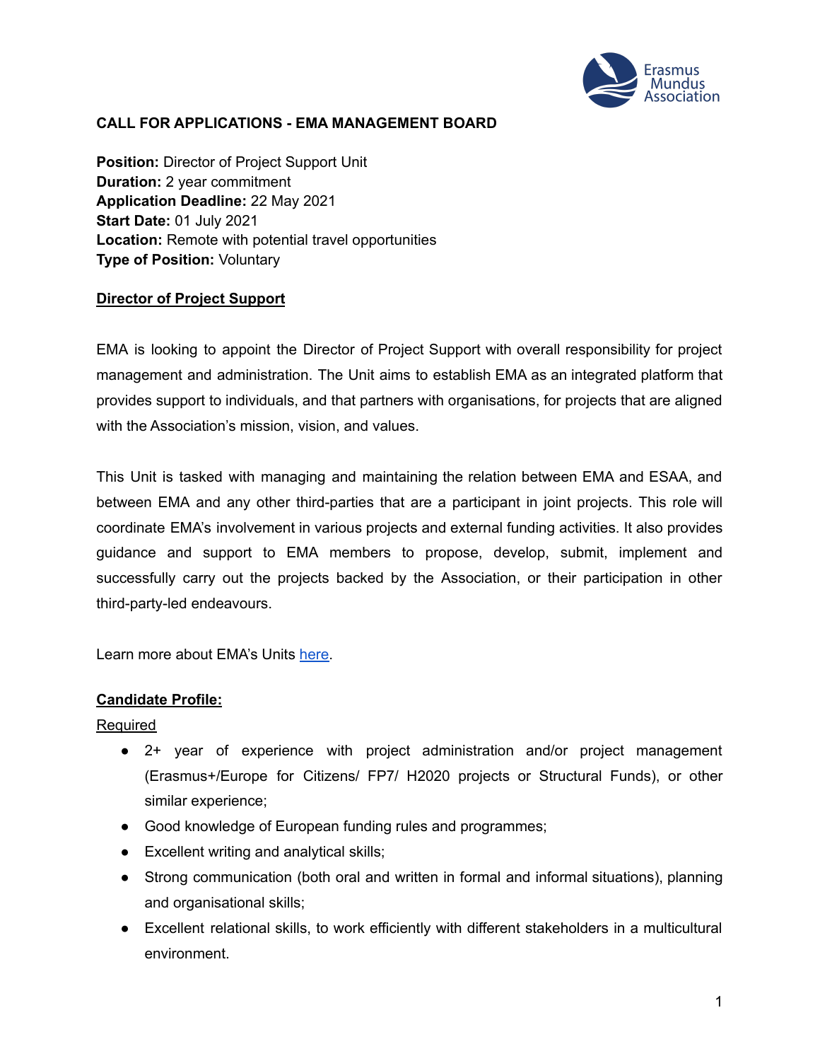# CALL FOR APPLICATIONS - EMA MANAGEMENT BOARD

**Position:** Director of Project Support Unit
**Duration:** 2 year commitment
**Application Deadline:** 22 May 2021
**Start Date:** 01 July 2021
**Location:** Remote with potential travel opportunities
**Type of Position:** Voluntary

## Director of Project Support

EMA is looking to appoint the Director of Project Support with overall responsibility for project management and administration. The Unit aims to establish EMA as an integrated platform that provides support to individuals, and that partners with organisations, for projects that are aligned with the Association's mission, vision, and values.

This Unit is tasked with managing and maintaining the relation between EMA and ESAA, and between EMA and any other third-parties that are a participant in joint projects. This role will coordinate EMA's involvement in various projects and external funding activities. It also provides guidance and support to EMA members to propose, develop, submit, implement and successfully carry out the projects backed by the Association, or their participation in other third-party-led endeavours.

Learn more about EMA's Units here.

## Candidate Profile:

Required

- 2+ year of experience with project administration and/or project management (Erasmus+/Europe for Citizens/ FP7/ H2020 projects or Structural Funds), or other similar experience;
- Good knowledge of European funding rules and programmes;
- Excellent writing and analytical skills;
- Strong communication (both oral and written in formal and informal situations), planning and organisational skills;
- Excellent relational skills, to work efficiently with different stakeholders in a multicultural environment.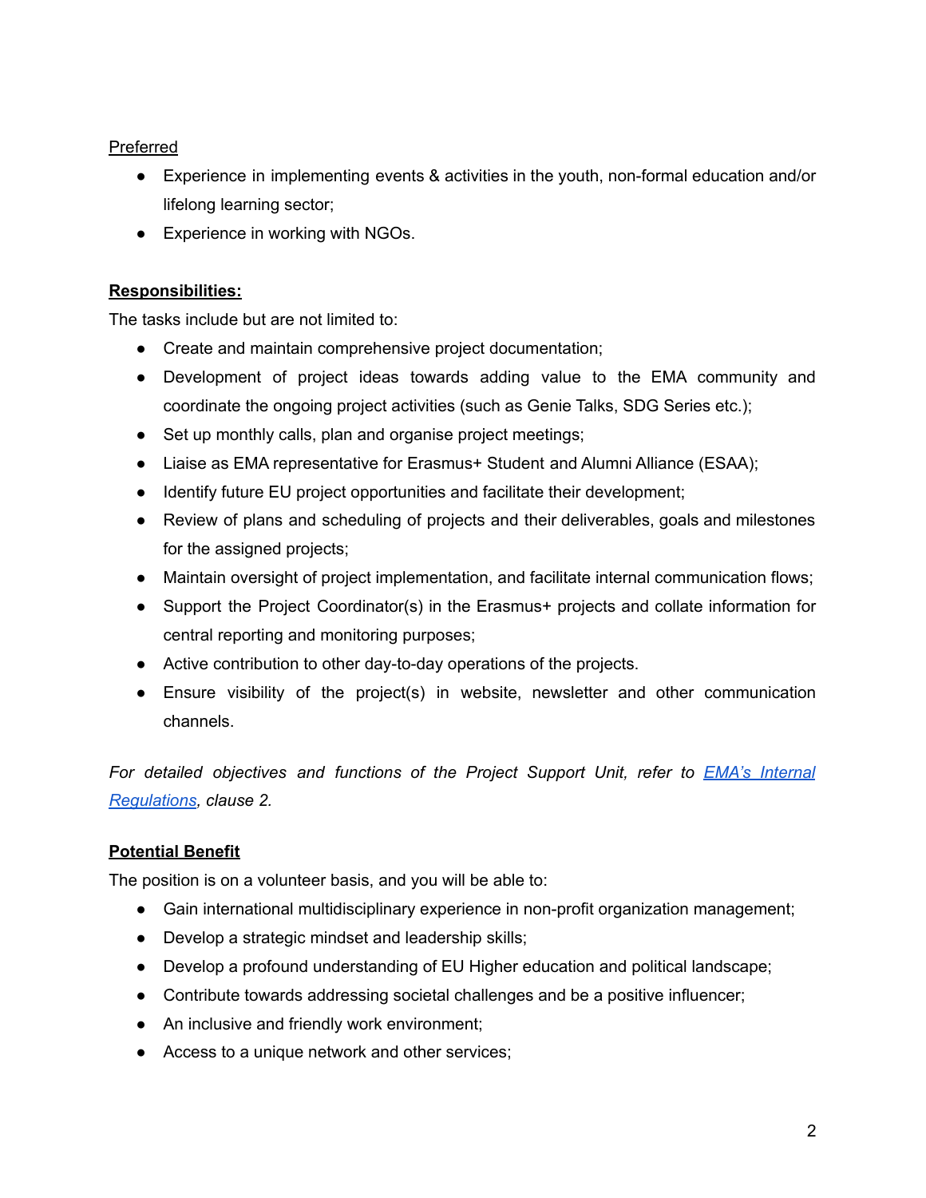Preferred

- Experience in implementing events & activities in the youth, non-formal education and/or lifelong learning sector;
- Experience in working with NGOs.

**Responsibilities:**

The tasks include but are not limited to:

- Create and maintain comprehensive project documentation;
- Development of project ideas towards adding value to the EMA community and coordinate the ongoing project activities (such as Genie Talks, SDG Series etc.);
- Set up monthly calls, plan and organise project meetings;
- Liaise as EMA representative for Erasmus+ Student and Alumni Alliance (ESAA);
- Identify future EU project opportunities and facilitate their development;
- Review of plans and scheduling of projects and their deliverables, goals and milestones for the assigned projects;
- Maintain oversight of project implementation, and facilitate internal communication flows;
- Support the Project Coordinator(s) in the Erasmus+ projects and collate information for central reporting and monitoring purposes;
- Active contribution to other day-to-day operations of the projects.
- Ensure visibility of the project(s) in website, newsletter and other communication channels.

*For detailed objectives and functions of the Project Support Unit, refer to [EMA's Internal Regulations](), clause 2.*

**Potential Benefit**

The position is on a volunteer basis, and you will be able to:

- Gain international multidisciplinary experience in non-profit organization management;
- Develop a strategic mindset and leadership skills;
- Develop a profound understanding of EU Higher education and political landscape;
- Contribute towards addressing societal challenges and be a positive influencer;
- An inclusive and friendly work environment;
- Access to a unique network and other services;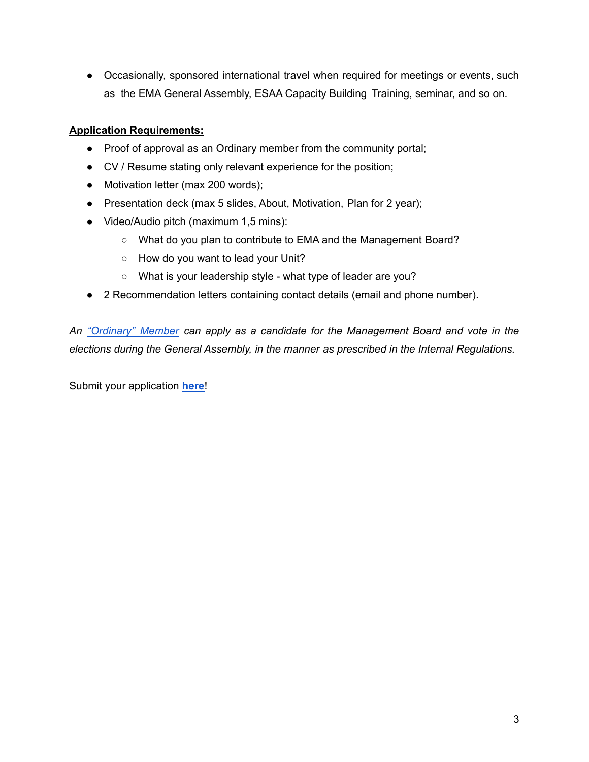- Occasionally, sponsored international travel when required for meetings or events, such as the EMA General Assembly, ESAA Capacity Building Training, seminar, and so on.

**Application Requirements:**

- Proof of approval as an Ordinary member from the community portal;
- CV / Resume stating only relevant experience for the position;
- Motivation letter (max 200 words);
- Presentation deck (max 5 slides, About, Motivation, Plan for 2 year);
- Video/Audio pitch (maximum 1,5 mins):
  - What do you plan to contribute to EMA and the Management Board?
  - How do you want to lead your Unit?
  - What is your leadership style - what type of leader are you?
- 2 Recommendation letters containing contact details (email and phone number).

*An "Ordinary" Member can apply as a candidate for the Management Board and vote in the elections during the General Assembly, in the manner as prescribed in the Internal Regulations.*

Submit your application **here**!